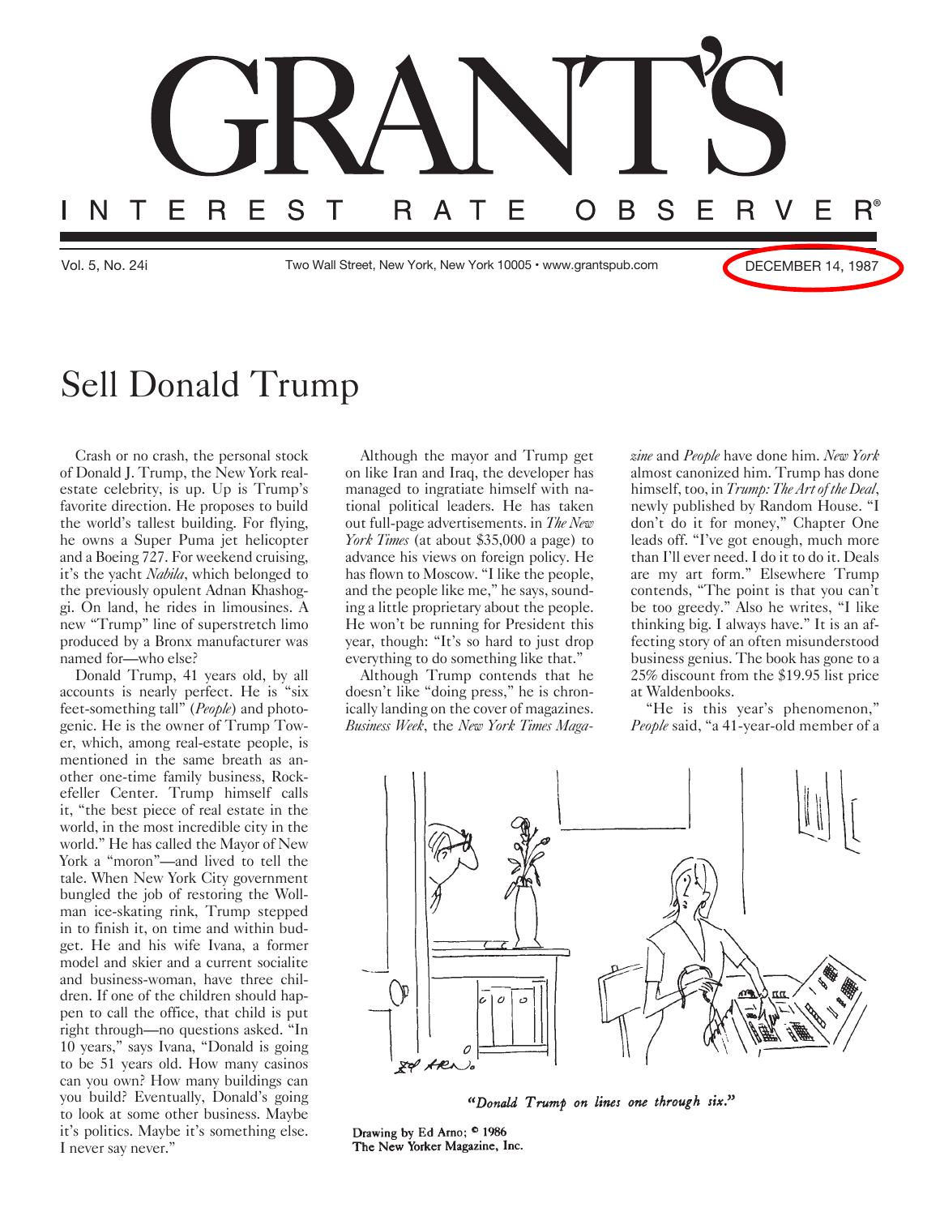# GRANT'S INTEREST RATE OBSERVER®

Vol. 5, No. 24i | Two Wall Street, New York, New York 10005 • www.grantspub.com | DECEMBER 14, 1987

# Sell Donald Trump

Crash or no crash, the personal stock of Donald J. Trump, the New York real-estate celebrity, is up. Up is Trump's favorite direction. He proposes to build the world's tallest building. For flying, he owns a Super Puma jet helicopter and a Boeing 727. For weekend cruising, it's the yacht *Nabila*, which belonged to the previously opulent Adnan Khashoggi. On land, he rides in limousines. A new "Trump" line of superstretch limo produced by a Bronx manufacturer was named for—who else?

Donald Trump, 41 years old, by all accounts is nearly perfect. He is "six feet-something tall" (*People*) and photogenic. He is the owner of Trump Tower, which, among real-estate people, is mentioned in the same breath as another one-time family business, Rockefeller Center. Trump himself calls it, "the best piece of real estate in the world, in the most incredible city in the world." He has called the Mayor of New York a "moron"—and lived to tell the tale. When New York City government bungled the job of restoring the Wollman ice-skating rink, Trump stepped in to finish it, on time and within budget. He and his wife Ivana, a former model and skier and a current socialite and business-woman, have three children. If one of the children should happen to call the office, that child is put right through—no questions asked. "In 10 years," says Ivana, "Donald is going to be 51 years old. How many casinos can you own? How many buildings can you build? Eventually, Donald's going to look at some other business. Maybe it's politics. Maybe it's something else. I never say never."

Although the mayor and Trump get on like Iran and Iraq, the developer has managed to ingratiate himself with national political leaders. He has taken out full-page advertisements. in *The New York Times* (at about $35,000 a page) to advance his views on foreign policy. He has flown to Moscow. "I like the people, and the people like me," he says, sounding a little proprietary about the people. He won't be running for President this year, though: "It's so hard to just drop everything to do something like that."

Although Trump contends that he doesn't like "doing press," he is chronically landing on the cover of magazines. *Business Week*, the *New York Times Magazine* and *People* have done him. *New York* almost canonized him. Trump has done himself, too, in *Trump: The Art of the Deal*, newly published by Random House. "I don't do it for money," Chapter One leads off. "I've got enough, much more than I'll ever need. I do it to do it. Deals are my art form." Elsewhere Trump contends, "The point is that you can't be too greedy." Also he writes, "I like thinking big. I always have." It is an affecting story of an often misunderstood business genius. The book has gone to a 25% discount from the $19.95 list price at Waldenbooks.

"He is this year's phenomenon," *People* said, "a 41-year-old member of a

*"Donald Trump on lines one through six."*

Drawing by Ed Arno; © 1986
The New Yorker Magazine, Inc.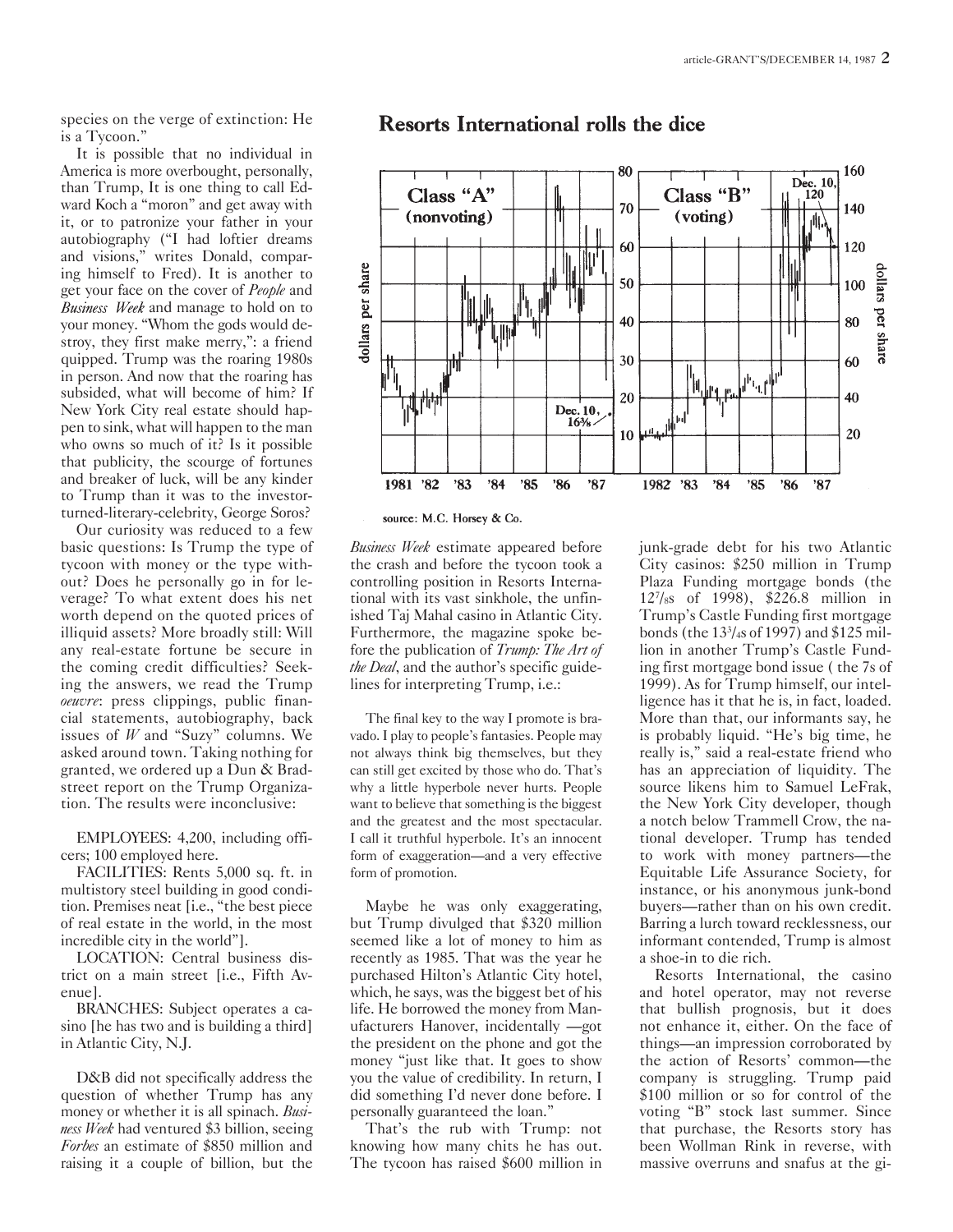species on the verge of extinction: He is a Tycoon."

It is possible that no individual in America is more overbought, personally, than Trump, It is one thing to call Edward Koch a "moron" and get away with it, or to patronize your father in your autobiography ("I had loftier dreams and visions," writes Donald, comparing himself to Fred). It is another to get your face on the cover of *People* and *Business Week* and manage to hold on to your money. "Whom the gods would destroy, they first make merry,": a friend quipped. Trump was the roaring 1980s in person. And now that the roaring has subsided, what will become of him? If New York City real estate should happen to sink, what will happen to the man who owns so much of it? Is it possible that publicity, the scourge of fortunes and breaker of luck, will be any kinder to Trump than it was to the investor-turned-literary-celebrity, George Soros?

Our curiosity was reduced to a few basic questions: Is Trump the type of tycoon with money or the type without? Does he personally go in for leverage? To what extent does his net worth depend on the quoted prices of illiquid assets? More broadly still: Will any real-estate fortune be secure in the coming credit difficulties? Seeking the answers, we read the Trump *oeuvre*: press clippings, public financial statements, autobiography, back issues of *W* and "Suzy" columns. We asked around town. Taking nothing for granted, we ordered up a Dun & Bradstreet report on the Trump Organization. The results were inconclusive:

EMPLOYEES: 4,200, including officers; 100 employed here.

FACILITIES: Rents 5,000 sq. ft. in multistory steel building in good condition. Premises neat [i.e., "the best piece of real estate in the world, in the most incredible city in the world"].

LOCATION: Central business district on a main street [i.e., Fifth Avenue].

BRANCHES: Subject operates a casino [he has two and is building a third] in Atlantic City, N.J.

D&B did not specifically address the question of whether Trump has any money or whether it is all spinach. *Business Week* had ventured $3 billion, seeing *Forbes* an estimate of $850 million and raising it a couple of billion, but the *Business Week* estimate appeared before the crash and before the tycoon took a controlling position in Resorts International with its vast sinkhole, the unfinished Taj Mahal casino in Atlantic City. Furthermore, the magazine spoke before the publication of *Trump: The Art of the Deal*, and the author's specific guidelines for interpreting Trump, i.e.:

> The final key to the way I promote is bravado. I play to people's fantasies. People may not always think big themselves, but they can still get excited by those who do. That's why a little hyperbole never hurts. People want to believe that something is the biggest and the greatest and the most spectacular. I call it truthful hyperbole. It's an innocent form of exaggeration—and a very effective form of promotion.

Maybe he was only exaggerating, but Trump divulged that $320 million seemed like a lot of money to him as recently as 1985. That was the year he purchased Hilton's Atlantic City hotel, which, he says, was the biggest bet of his life. He borrowed the money from Manufacturers Hanover, incidentally —got the president on the phone and got the money "just like that. It goes to show you the value of credibility. In return, I did something I'd never done before. I personally guaranteed the loan."

That's the rub with Trump: not knowing how many chits he has out. The tycoon has raised $600 million in junk-grade debt for his two Atlantic City casinos: $250 million in Trump Plaza Funding mortgage bonds (the 12⅞s of 1998), $226.8 million in Trump's Castle Funding first mortgage bonds (the 13¾s of 1997) and $125 million in another Trump's Castle Funding first mortgage bond issue ( the 7s of 1999). As for Trump himself, our intelligence has it that he is, in fact, loaded. More than that, our informants say, he is probably liquid. "He's big time, he really is," said a real-estate friend who has an appreciation of liquidity. The source likens him to Samuel LeFrak, the New York City developer, though a notch below Trammell Crow, the national developer. Trump has tended to work with money partners—the Equitable Life Assurance Society, for instance, or his anonymous junk-bond buyers—rather than on his own credit. Barring a lurch toward recklessness, our informant contended, Trump is almost a shoe-in to die rich.

Resorts International, the casino and hotel operator, may not reverse that bullish prognosis, but it does not enhance it, either. On the face of things—an impression corroborated by the action of Resorts' common—the company is struggling. Trump paid $100 million or so for control of the voting "B" stock last summer. Since that purchase, the Resorts story has been Wollman Rink in reverse, with massive overruns and snafus at the gi-

**Resorts International rolls the dice**

Class "A" (nonvoting) — Dec. 10, 16⅜ — dollars per share — 1981 '82 '83 '84 '85 '86 '87

Class "B" (voting) — Dec. 10, 120 — dollars per share — 1982 '83 '84 '85 '86 '87

source: M.C. Horsey & Co.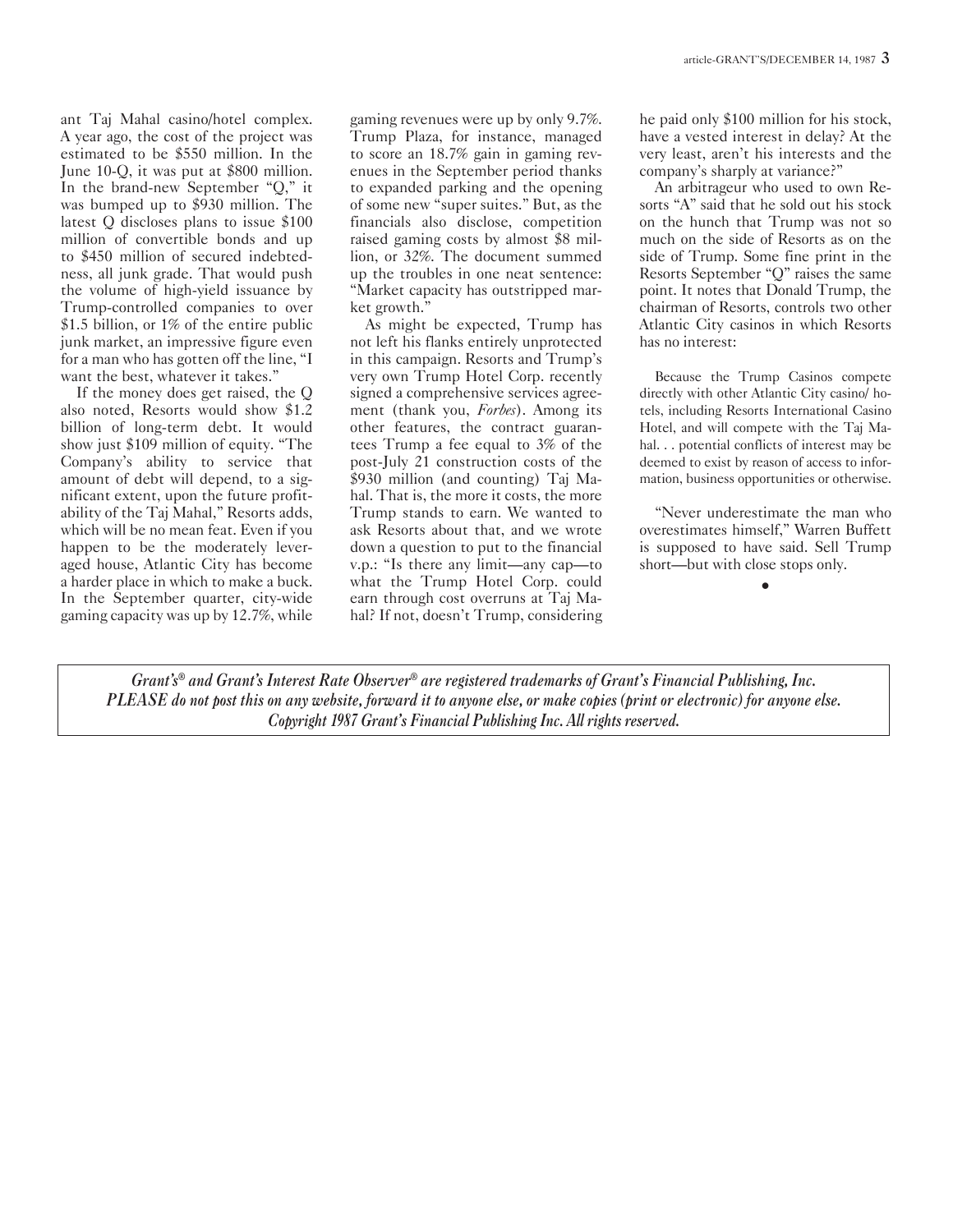ant Taj Mahal casino/hotel complex. A year ago, the cost of the project was estimated to be $550 million. In the June 10-Q, it was put at $800 million. In the brand-new September "Q," it was bumped up to $930 million. The latest Q discloses plans to issue $100 million of convertible bonds and up to $450 million of secured indebtedness, all junk grade. That would push the volume of high-yield issuance by Trump-controlled companies to over $1.5 billion, or 1% of the entire public junk market, an impressive figure even for a man who has gotten off the line, "I want the best, whatever it takes."

If the money does get raised, the Q also noted, Resorts would show $1.2 billion of long-term debt. It would show just $109 million of equity. "The Company's ability to service that amount of debt will depend, to a significant extent, upon the future profitability of the Taj Mahal," Resorts adds, which will be no mean feat. Even if you happen to be the moderately leveraged house, Atlantic City has become a harder place in which to make a buck. In the September quarter, city-wide gaming capacity was up by 12.7%, while gaming revenues were up by only 9.7%. Trump Plaza, for instance, managed to score an 18.7% gain in gaming revenues in the September period thanks to expanded parking and the opening of some new "super suites." But, as the financials also disclose, competition raised gaming costs by almost $8 million, or 32%. The document summed up the troubles in one neat sentence: "Market capacity has outstripped market growth."

As might be expected, Trump has not left his flanks entirely unprotected in this campaign. Resorts and Trump's very own Trump Hotel Corp. recently signed a comprehensive services agreement (thank you, *Forbes*). Among its other features, the contract guarantees Trump a fee equal to 3% of the post-July 21 construction costs of the $930 million (and counting) Taj Mahal. That is, the more it costs, the more Trump stands to earn. We wanted to ask Resorts about that, and we wrote down a question to put to the financial v.p.: "Is there any limit—any cap—to what the Trump Hotel Corp. could earn through cost overruns at Taj Mahal? If not, doesn't Trump, considering he paid only $100 million for his stock, have a vested interest in delay? At the very least, aren't his interests and the company's sharply at variance?"

An arbitrageur who used to own Resorts "A" said that he sold out his stock on the hunch that Trump was not so much on the side of Resorts as on the side of Trump. Some fine print in the Resorts September "Q" raises the same point. It notes that Donald Trump, the chairman of Resorts, controls two other Atlantic City casinos in which Resorts has no interest:

> Because the Trump Casinos compete directly with other Atlantic City casino/ hotels, including Resorts International Casino Hotel, and will compete with the Taj Mahal. . . potential conflicts of interest may be deemed to exist by reason of access to information, business opportunities or otherwise.

"Never underestimate the man who overestimates himself," Warren Buffett is supposed to have said. Sell Trump short—but with close stops only.

•

*Grant's® and Grant's Interest Rate Observer® are registered trademarks of Grant's Financial Publishing, Inc.*
*PLEASE do not post this on any website, forward it to anyone else, or make copies (print or electronic) for anyone else.*
*Copyright 1987 Grant's Financial Publishing Inc. All rights reserved.*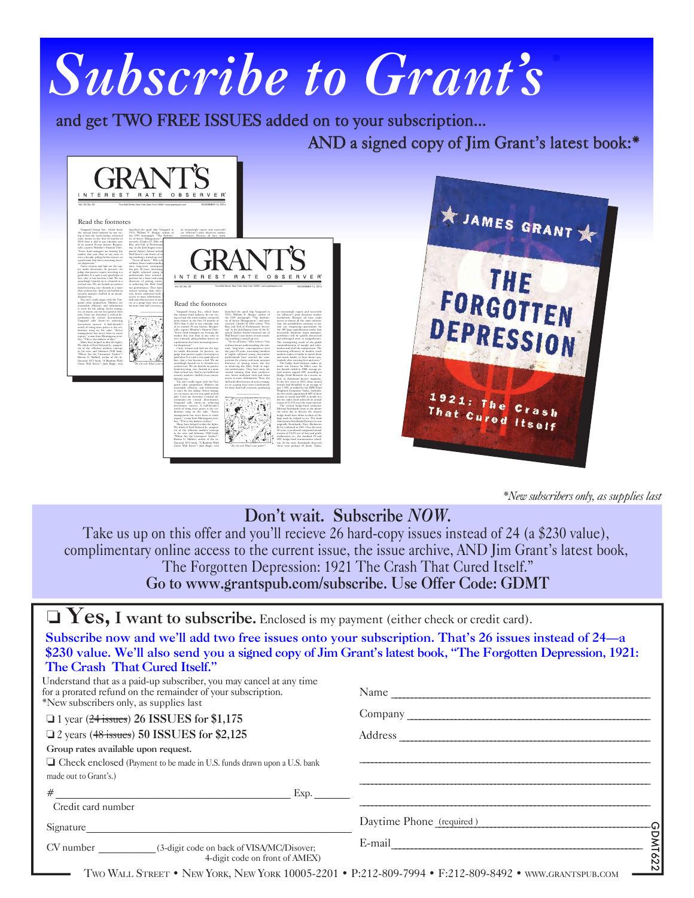# Subscribe to Grant's®

and get TWO FREE ISSUES added on to your subscription...

AND a signed copy of Jim Grant's latest book:*

*New subscribers only, as supplies last

## Don't wait. Subscribe *NOW*.

Take us up on this offer and you'll recieve 26 hard-copy issues instead of 24 (a $230 value), complimentary online access to the current issue, the issue archive, AND Jim Grant's latest book, The Forgotten Depression: 1921 The Crash That Cured Itself."

**Go to www.grantspub.com/subscribe. Use Offer Code: GDMT**

❏ **Yes, I want to subscribe.** Enclosed is my payment (either check or credit card).

**Subscribe now and we'll add two free issues onto your subscription. That's 26 issues instead of 24—a $230 value. We'll also send you a signed copy of Jim Grant's latest book, "The Forgotten Depression, 1921: The Crash That Cured Itself."**

Understand that as a paid-up subscriber, you may cancel at any time for a prorated refund on the remainder of your subscription.
*New subscribers only, as supplies last

❏ 1 year (~~24 issues~~) **26 ISSUES for $1,175**

❏ 2 years (~~48 issues~~) **50 ISSUES for $2,125**

**Group rates available upon request.**

❏ Check enclosed (Payment to be made in U.S. funds drawn upon a U.S. bank made out to Grant's.)

# ______________________________ Exp. ________

Credit card number

Signature ______________________________

CV number __________ (3-digit code on back of VISA/MC/Disover; 4-digit code on front of AMEX)

Name ______________________________

Company ______________________________

Address ______________________________

______________________________

______________________________

______________________________

Daytime Phone (required) ______________________________

E-mail ______________________________

GDMT622

Two Wall Street • New York, New York 10005-2201 • P:212-809-7994 • F:212-809-8492 • www.grantspub.com